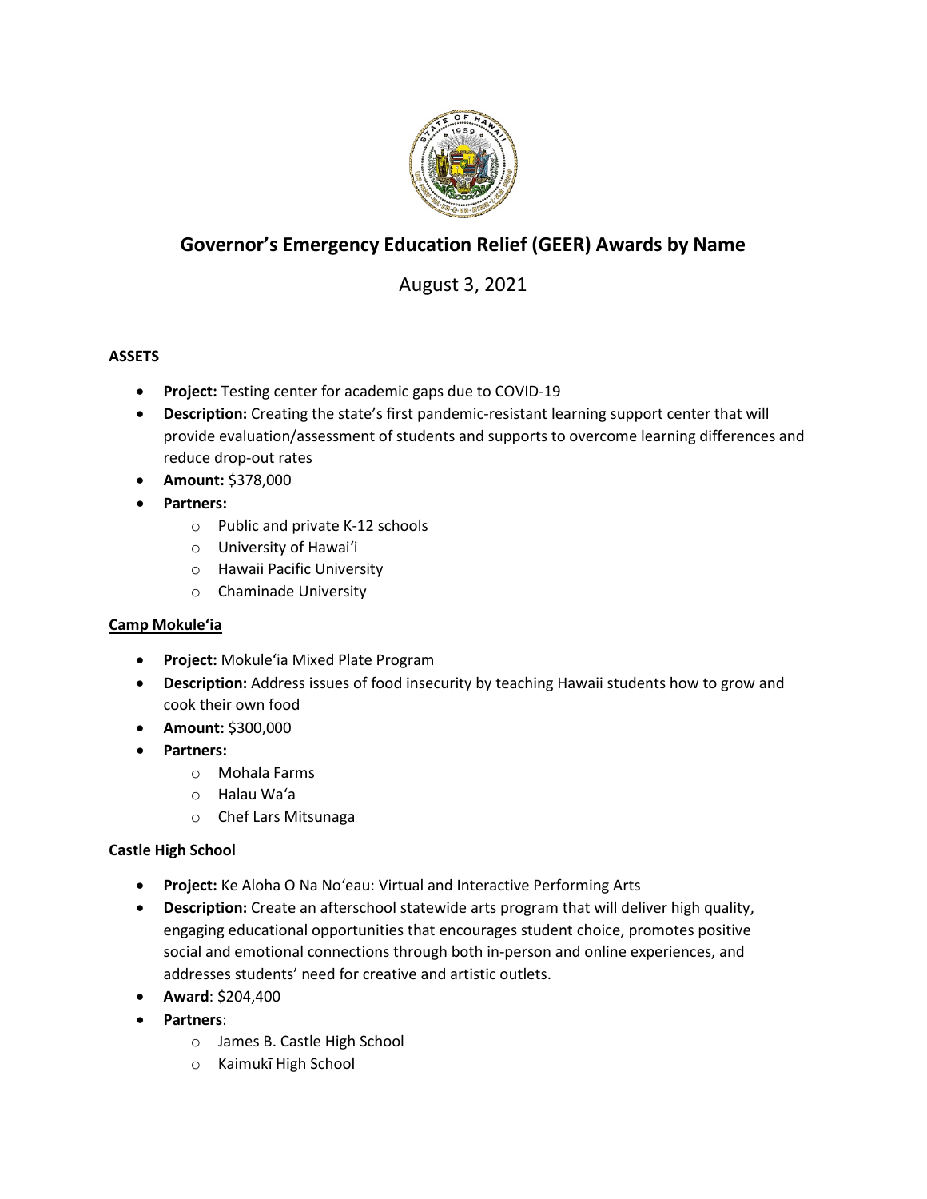# Governor's Emergency Education Relief (GEER) Awards by Name

August 3, 2021

**ASSETS**

- **Project:** Testing center for academic gaps due to COVID-19
- **Description:** Creating the state's first pandemic-resistant learning support center that will provide evaluation/assessment of students and supports to overcome learning differences and reduce drop-out rates
- **Amount:** $378,000
- **Partners:**
    - Public and private K-12 schools
    - University of Hawai'i
    - Hawaii Pacific University
    - Chaminade University

**Camp Mokule'ia**

- **Project:** Mokule'ia Mixed Plate Program
- **Description:** Address issues of food insecurity by teaching Hawaii students how to grow and cook their own food
- **Amount:** $300,000
- **Partners:**
    - Mohala Farms
    - Halau Wa'a
    - Chef Lars Mitsunaga

**Castle High School**

- **Project:** Ke Aloha O Na No'eau: Virtual and Interactive Performing Arts
- **Description:** Create an afterschool statewide arts program that will deliver high quality, engaging educational opportunities that encourages student choice, promotes positive social and emotional connections through both in-person and online experiences, and addresses students' need for creative and artistic outlets.
- **Award**: $204,400
- **Partners**:
    - James B. Castle High School
    - Kaimukī High School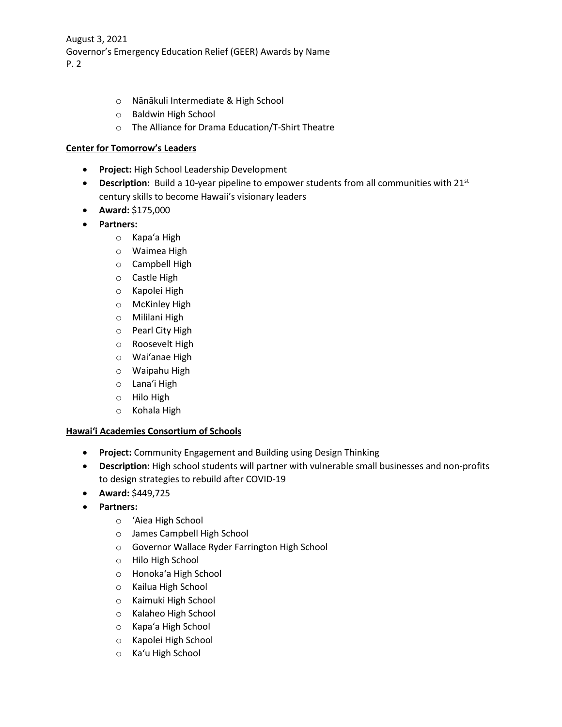- Nānākuli Intermediate & High School
  - Baldwin High School
  - The Alliance for Drama Education/T-Shirt Theatre

**Center for Tomorrow's Leaders**

- **Project:** High School Leadership Development
- **Description:** Build a 10-year pipeline to empower students from all communities with 21st century skills to become Hawaii's visionary leaders
- **Award:** $175,000
- **Partners:**
  - Kapaʻa High
  - Waimea High
  - Campbell High
  - Castle High
  - Kapolei High
  - McKinley High
  - Mililani High
  - Pearl City High
  - Roosevelt High
  - Waiʻanae High
  - Waipahu High
  - Lanaʻi High
  - Hilo High
  - Kohala High

**Hawaiʻi Academies Consortium of Schools**

- **Project:** Community Engagement and Building using Design Thinking
- **Description:** High school students will partner with vulnerable small businesses and non-profits to design strategies to rebuild after COVID-19
- **Award:** $449,725
- **Partners:**
  - ʻAiea High School
  - James Campbell High School
  - Governor Wallace Ryder Farrington High School
  - Hilo High School
  - Honokaʻa High School
  - Kailua High School
  - Kaimuki High School
  - Kalaheo High School
  - Kapaʻa High School
  - Kapolei High School
  - Kaʻu High School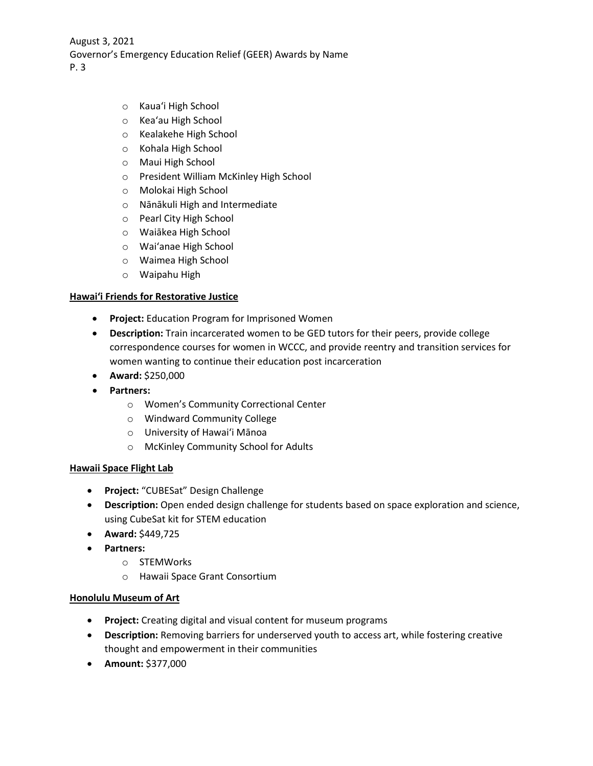- Kauaʻi High School
- Keaʻau High School
- Kealakehe High School
- Kohala High School
- Maui High School
- President William McKinley High School
- Molokai High School
- Nānākuli High and Intermediate
- Pearl City High School
- Waiākea High School
- Waiʻanae High School
- Waimea High School
- Waipahu High

**Hawaiʻi Friends for Restorative Justice**

- **Project:** Education Program for Imprisoned Women
- **Description:** Train incarcerated women to be GED tutors for their peers, provide college correspondence courses for women in WCCC, and provide reentry and transition services for women wanting to continue their education post incarceration
- **Award:** $250,000
- **Partners:**
  - Women's Community Correctional Center
  - Windward Community College
  - University of Hawaiʻi Mānoa
  - McKinley Community School for Adults

**Hawaii Space Flight Lab**

- **Project:** "CUBESat" Design Challenge
- **Description:** Open ended design challenge for students based on space exploration and science, using CubeSat kit for STEM education
- **Award:** $449,725
- **Partners:**
  - STEMWorks
  - Hawaii Space Grant Consortium

**Honolulu Museum of Art**

- **Project:** Creating digital and visual content for museum programs
- **Description:** Removing barriers for underserved youth to access art, while fostering creative thought and empowerment in their communities
- **Amount:** $377,000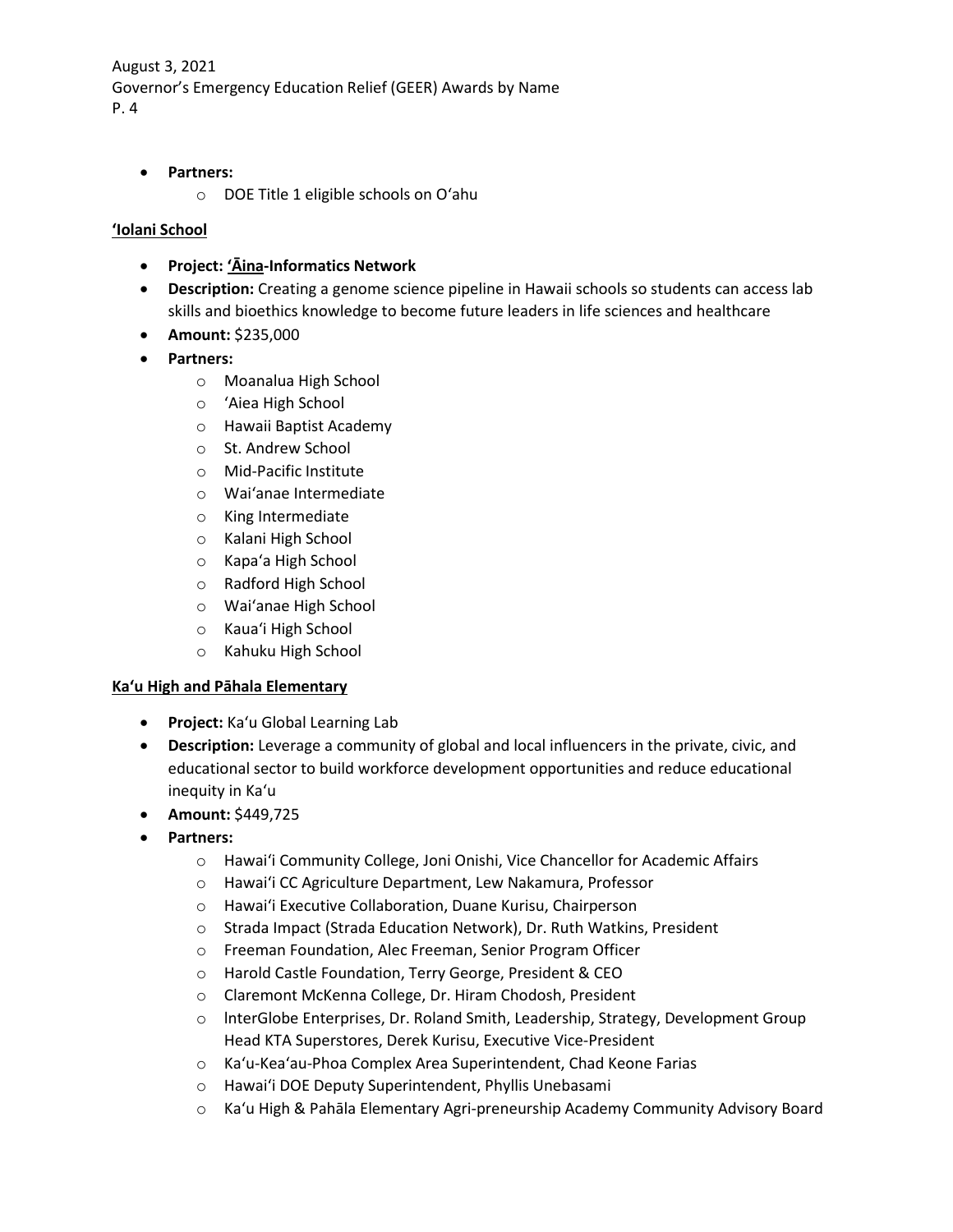- **Partners:**
  - DOE Title 1 eligible schools on O'ahu

**<u>'Iolani School</u>**

- **Project: <u>'Āina</u>-Informatics Network**
- **Description:** Creating a genome science pipeline in Hawaii schools so students can access lab skills and bioethics knowledge to become future leaders in life sciences and healthcare
- **Amount:** $235,000
- **Partners:**
  - Moanalua High School
  - 'Aiea High School
  - Hawaii Baptist Academy
  - St. Andrew School
  - Mid-Pacific Institute
  - Wai'anae Intermediate
  - King Intermediate
  - Kalani High School
  - Kapa'a High School
  - Radford High School
  - Wai'anae High School
  - Kaua'i High School
  - Kahuku High School

**<u>Ka'u High and Pāhala Elementary</u>**

- **Project:** Ka'u Global Learning Lab
- **Description:** Leverage a community of global and local influencers in the private, civic, and educational sector to build workforce development opportunities and reduce educational inequity in Ka'u
- **Amount:** $449,725
- **Partners:**
  - Hawai'i Community College, Joni Onishi, Vice Chancellor for Academic Affairs
  - Hawai'i CC Agriculture Department, Lew Nakamura, Professor
  - Hawai'i Executive Collaboration, Duane Kurisu, Chairperson
  - Strada Impact (Strada Education Network), Dr. Ruth Watkins, President
  - Freeman Foundation, Alec Freeman, Senior Program Officer
  - Harold Castle Foundation, Terry George, President & CEO
  - Claremont McKenna College, Dr. Hiram Chodosh, President
  - InterGlobe Enterprises, Dr. Roland Smith, Leadership, Strategy, Development Group Head KTA Superstores, Derek Kurisu, Executive Vice-President
  - Ka'u-Kea'au-Phoa Complex Area Superintendent, Chad Keone Farias
  - Hawai'i DOE Deputy Superintendent, Phyllis Unebasami
  - Ka'u High & Pahāla Elementary Agri-preneurship Academy Community Advisory Board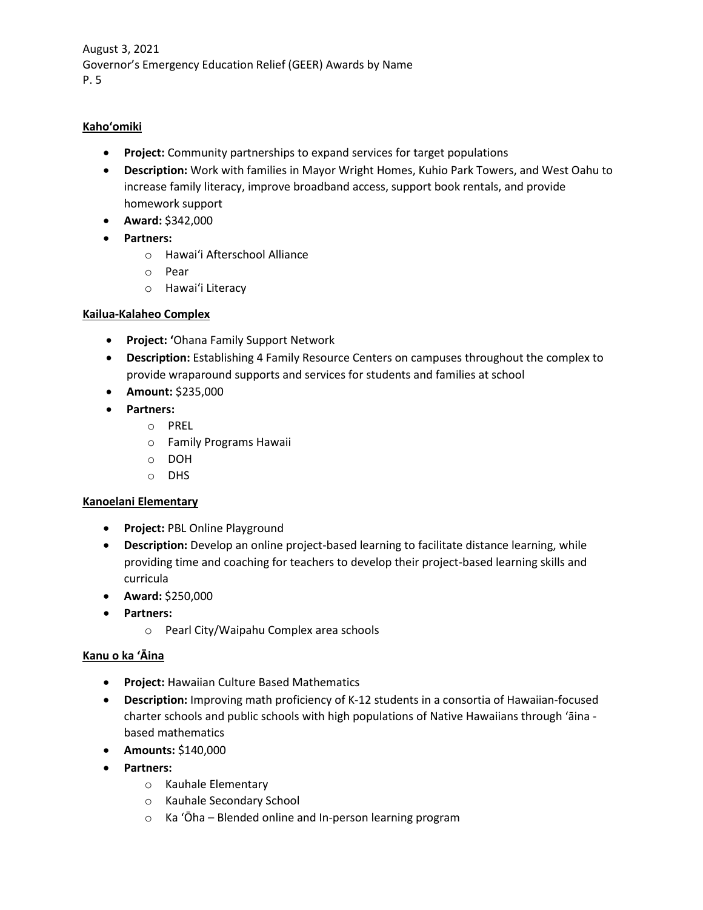**Kahoʻomiki**

- **Project:** Community partnerships to expand services for target populations
- **Description:** Work with families in Mayor Wright Homes, Kuhio Park Towers, and West Oahu to increase family literacy, improve broadband access, support book rentals, and provide homework support
- **Award:** $342,000
- **Partners:**
  - Hawaiʻi Afterschool Alliance
  - Pear
  - Hawaiʻi Literacy

**Kailua-Kalaheo Complex**

- **Project: ʻ**Ohana Family Support Network
- **Description:** Establishing 4 Family Resource Centers on campuses throughout the complex to provide wraparound supports and services for students and families at school
- **Amount:** $235,000
- **Partners:**
  - PREL
  - Family Programs Hawaii
  - DOH
  - DHS

**Kanoelani Elementary**

- **Project:** PBL Online Playground
- **Description:** Develop an online project-based learning to facilitate distance learning, while providing time and coaching for teachers to develop their project-based learning skills and curricula
- **Award:** $250,000
- **Partners:**
  - Pearl City/Waipahu Complex area schools

**Kanu o ka ʻĀina**

- **Project:** Hawaiian Culture Based Mathematics
- **Description:** Improving math proficiency of K-12 students in a consortia of Hawaiian-focused charter schools and public schools with high populations of Native Hawaiians through ʻāina - based mathematics
- **Amounts:** $140,000
- **Partners:**
  - Kauhale Elementary
  - Kauhale Secondary School
  - Ka ʻŌha – Blended online and In-person learning program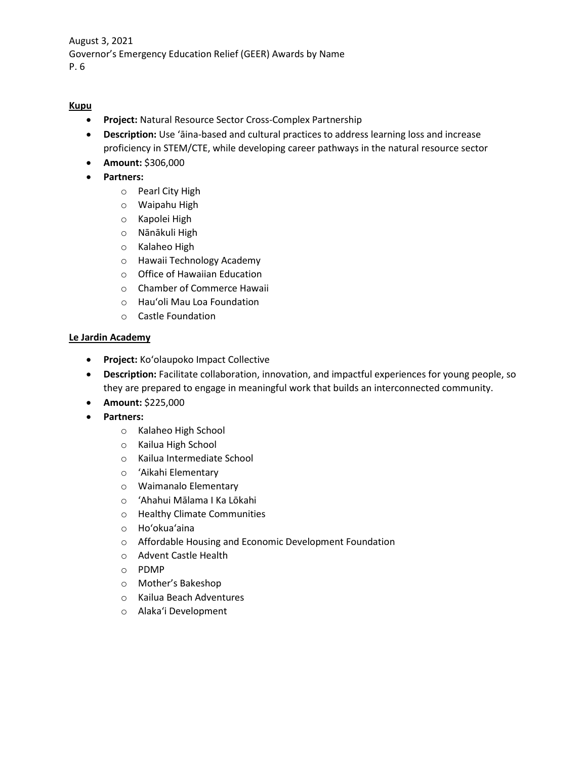**Kupu**

- **Project:** Natural Resource Sector Cross-Complex Partnership
- **Description:** Use ʻāina-based and cultural practices to address learning loss and increase proficiency in STEM/CTE, while developing career pathways in the natural resource sector
- **Amount:** $306,000
- **Partners:**
    - Pearl City High
    - Waipahu High
    - Kapolei High
    - Nānākuli High
    - Kalaheo High
    - Hawaii Technology Academy
    - Office of Hawaiian Education
    - Chamber of Commerce Hawaii
    - Hauʻoli Mau Loa Foundation
    - Castle Foundation

**Le Jardin Academy**

- **Project:** Koʻolaupoko Impact Collective
- **Description:** Facilitate collaboration, innovation, and impactful experiences for young people, so they are prepared to engage in meaningful work that builds an interconnected community.
- **Amount:** $225,000
- **Partners:**
    - Kalaheo High School
    - Kailua High School
    - Kailua Intermediate School
    - ʻAikahi Elementary
    - Waimanalo Elementary
    - ʻAhahui Mālama I Ka Lōkahi
    - Healthy Climate Communities
    - Hoʻokuaʻaina
    - Affordable Housing and Economic Development Foundation
    - Advent Castle Health
    - PDMP
    - Mother's Bakeshop
    - Kailua Beach Adventures
    - Alakaʻi Development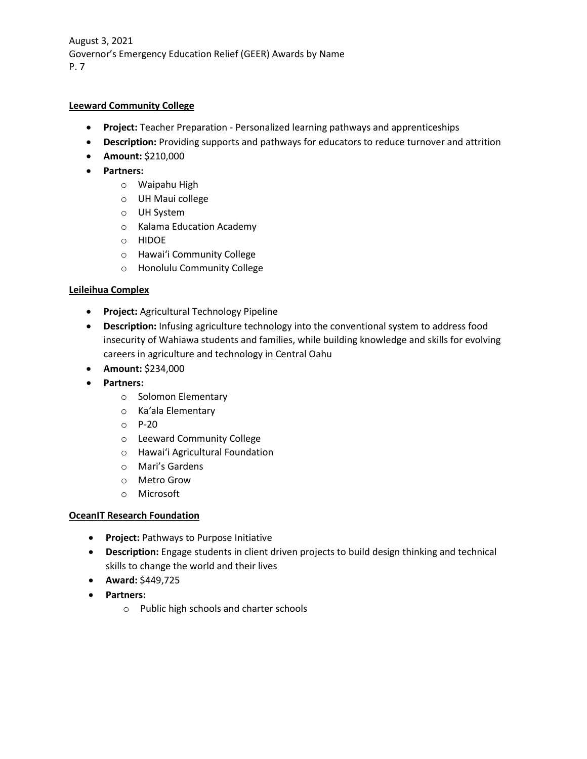**Leeward Community College**

- **Project:** Teacher Preparation - Personalized learning pathways and apprenticeships
- **Description:** Providing supports and pathways for educators to reduce turnover and attrition
- **Amount:** $210,000
- **Partners:**
    - Waipahu High
    - UH Maui college
    - UH System
    - Kalama Education Academy
    - HIDOE
    - Hawaiʻi Community College
    - Honolulu Community College

**Leileihua Complex**

- **Project:** Agricultural Technology Pipeline
- **Description:** Infusing agriculture technology into the conventional system to address food insecurity of Wahiawa students and families, while building knowledge and skills for evolving careers in agriculture and technology in Central Oahu
- **Amount:** $234,000
- **Partners:**
    - Solomon Elementary
    - Kaʻala Elementary
    - P-20
    - Leeward Community College
    - Hawaiʻi Agricultural Foundation
    - Mari's Gardens
    - Metro Grow
    - Microsoft

**OceanIT Research Foundation**

- **Project:** Pathways to Purpose Initiative
- **Description:** Engage students in client driven projects to build design thinking and technical skills to change the world and their lives
- **Award:** $449,725
- **Partners:**
    - Public high schools and charter schools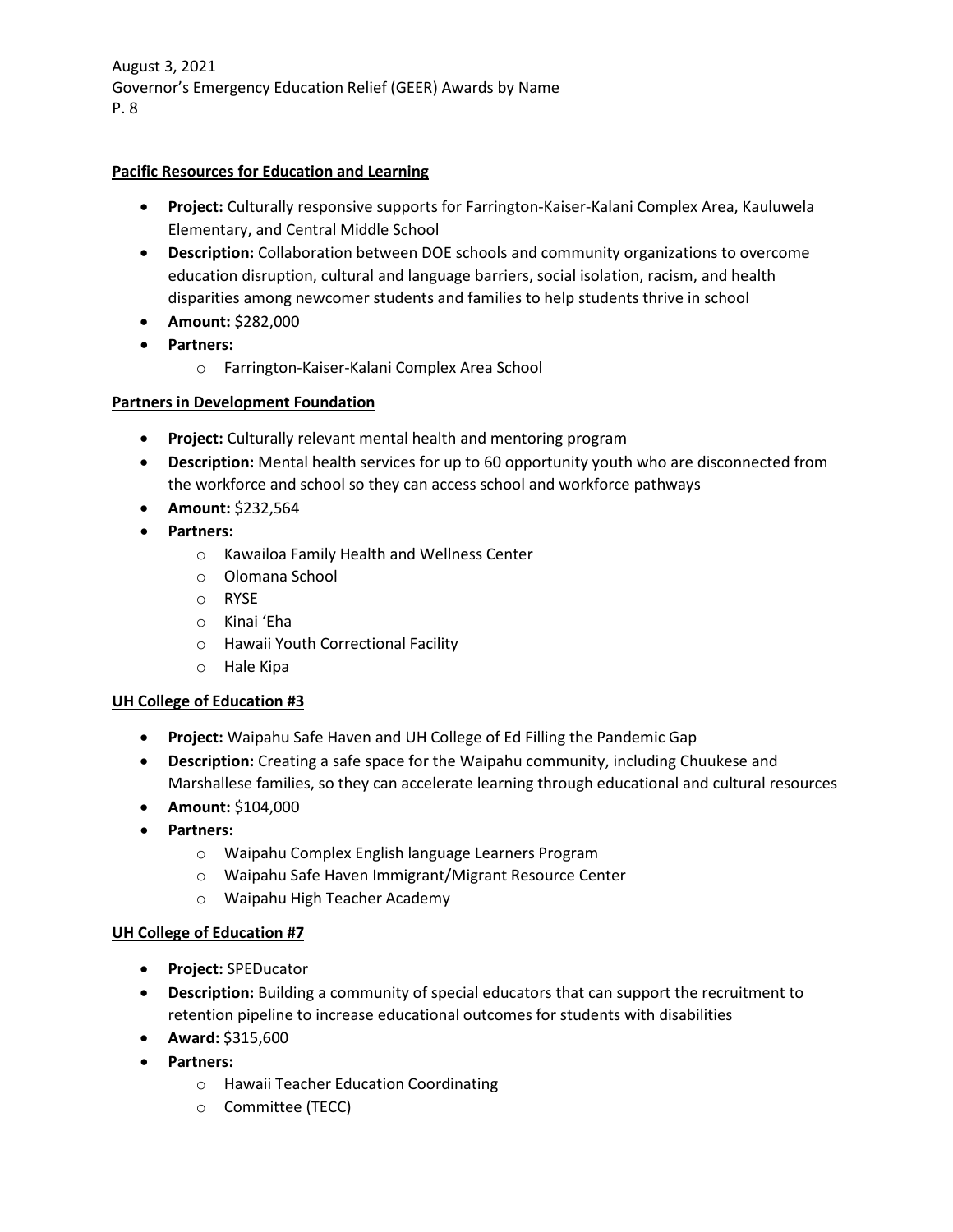**Pacific Resources for Education and Learning**

- **Project:** Culturally responsive supports for Farrington-Kaiser-Kalani Complex Area, Kauluwela Elementary, and Central Middle School
- **Description:** Collaboration between DOE schools and community organizations to overcome education disruption, cultural and language barriers, social isolation, racism, and health disparities among newcomer students and families to help students thrive in school
- **Amount:** $282,000
- **Partners:**
  - Farrington-Kaiser-Kalani Complex Area School

**Partners in Development Foundation**

- **Project:** Culturally relevant mental health and mentoring program
- **Description:** Mental health services for up to 60 opportunity youth who are disconnected from the workforce and school so they can access school and workforce pathways
- **Amount:** $232,564
- **Partners:**
  - Kawailoa Family Health and Wellness Center
  - Olomana School
  - RYSE
  - Kinai ʻEha
  - Hawaii Youth Correctional Facility
  - Hale Kipa

**UH College of Education #3**

- **Project:** Waipahu Safe Haven and UH College of Ed Filling the Pandemic Gap
- **Description:** Creating a safe space for the Waipahu community, including Chuukese and Marshallese families, so they can accelerate learning through educational and cultural resources
- **Amount:** $104,000
- **Partners:**
  - Waipahu Complex English language Learners Program
  - Waipahu Safe Haven Immigrant/Migrant Resource Center
  - Waipahu High Teacher Academy

**UH College of Education #7**

- **Project:** SPEDucator
- **Description:** Building a community of special educators that can support the recruitment to retention pipeline to increase educational outcomes for students with disabilities
- **Award:** $315,600
- **Partners:**
  - Hawaii Teacher Education Coordinating
  - Committee (TECC)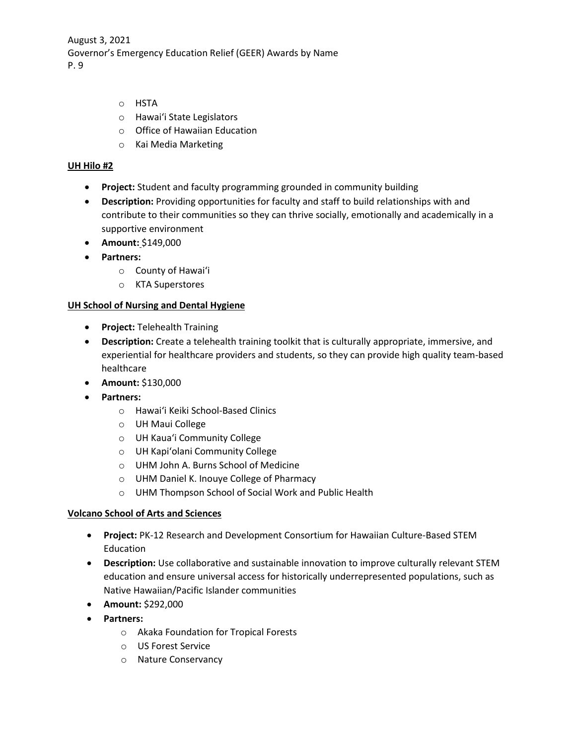- HSTA
  - Hawaiʻi State Legislators
  - Office of Hawaiian Education
  - Kai Media Marketing

**UH Hilo #2**

- **Project:** Student and faculty programming grounded in community building
- **Description:** Providing opportunities for faculty and staff to build relationships with and contribute to their communities so they can thrive socially, emotionally and academically in a supportive environment
- **Amount:** $149,000
- **Partners:**
  - County of Hawaiʻi
  - KTA Superstores

**UH School of Nursing and Dental Hygiene**

- **Project:** Telehealth Training
- **Description:** Create a telehealth training toolkit that is culturally appropriate, immersive, and experiential for healthcare providers and students, so they can provide high quality team-based healthcare
- **Amount:** $130,000
- **Partners:**
  - Hawaiʻi Keiki School-Based Clinics
  - UH Maui College
  - UH Kauaʻi Community College
  - UH Kapiʻolani Community College
  - UHM John A. Burns School of Medicine
  - UHM Daniel K. Inouye College of Pharmacy
  - UHM Thompson School of Social Work and Public Health

**Volcano School of Arts and Sciences**

- **Project:** PK-12 Research and Development Consortium for Hawaiian Culture-Based STEM Education
- **Description:** Use collaborative and sustainable innovation to improve culturally relevant STEM education and ensure universal access for historically underrepresented populations, such as Native Hawaiian/Pacific Islander communities
- **Amount:** $292,000
- **Partners:**
  - Akaka Foundation for Tropical Forests
  - US Forest Service
  - Nature Conservancy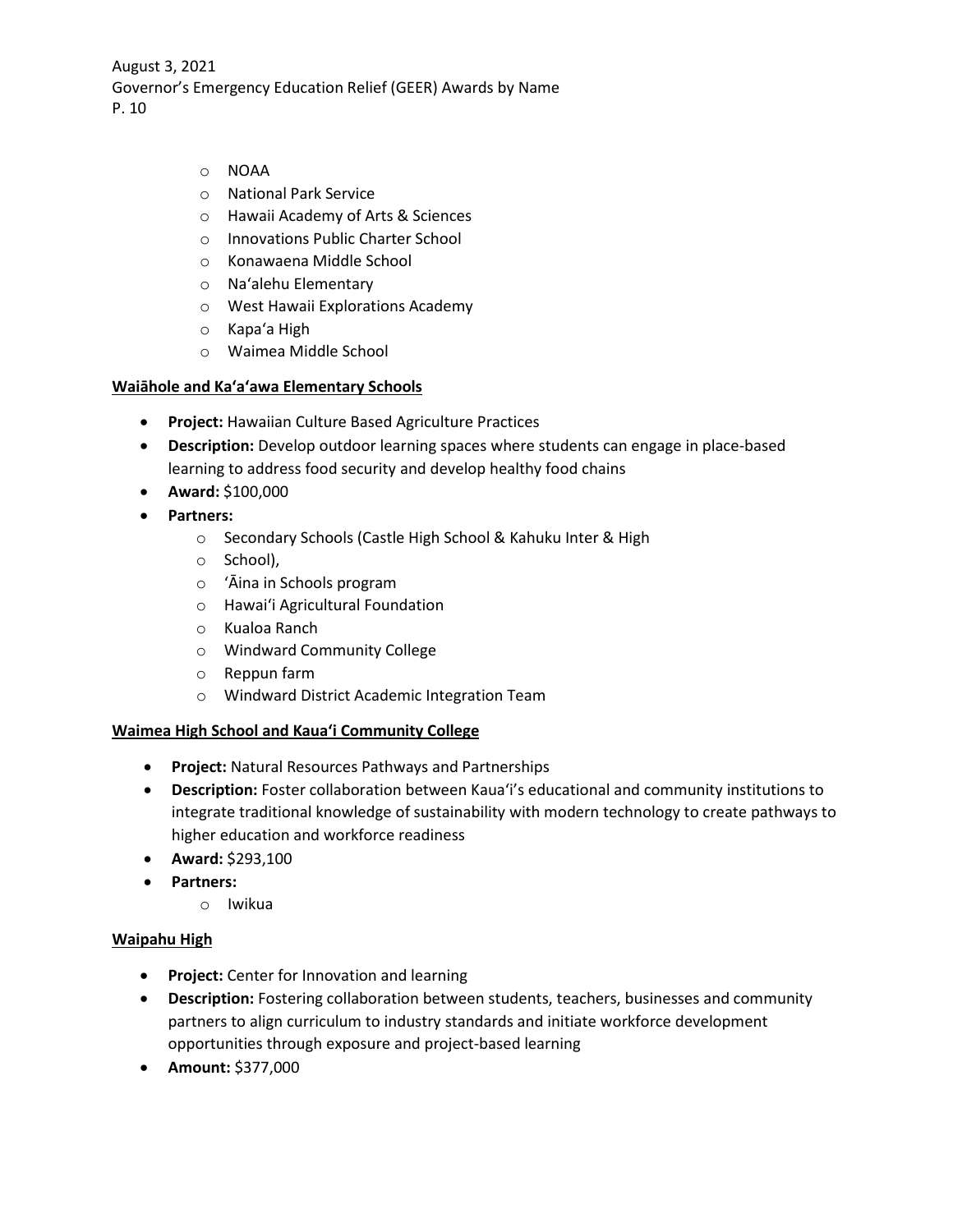- NOAA
- National Park Service
- Hawaii Academy of Arts & Sciences
- Innovations Public Charter School
- Konawaena Middle School
- Na'alehu Elementary
- West Hawaii Explorations Academy
- Kapa'a High
- Waimea Middle School

**Waiāhole and Ka'a'awa Elementary Schools**

- **Project:** Hawaiian Culture Based Agriculture Practices
- **Description:** Develop outdoor learning spaces where students can engage in place-based learning to address food security and develop healthy food chains
- **Award:** $100,000
- **Partners:**
  - Secondary Schools (Castle High School & Kahuku Inter & High
  - School),
  - 'Āina in Schools program
  - Hawai'i Agricultural Foundation
  - Kualoa Ranch
  - Windward Community College
  - Reppun farm
  - Windward District Academic Integration Team

**Waimea High School and Kaua'i Community College**

- **Project:** Natural Resources Pathways and Partnerships
- **Description:** Foster collaboration between Kaua'i's educational and community institutions to integrate traditional knowledge of sustainability with modern technology to create pathways to higher education and workforce readiness
- **Award:** $293,100
- **Partners:**
  - Iwikua

**Waipahu High**

- **Project:** Center for Innovation and learning
- **Description:** Fostering collaboration between students, teachers, businesses and community partners to align curriculum to industry standards and initiate workforce development opportunities through exposure and project-based learning
- **Amount:** $377,000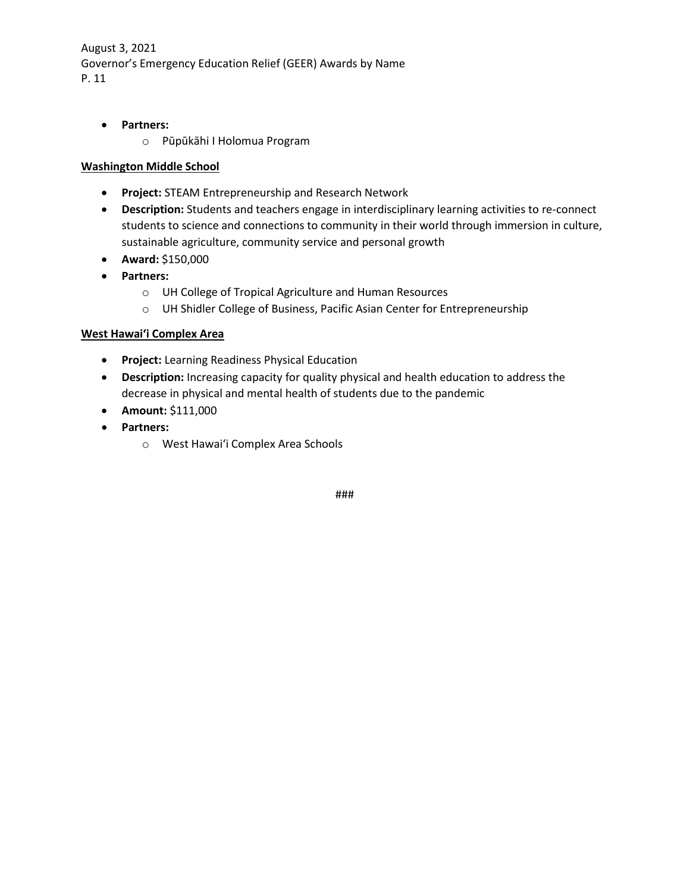- **Partners:**
    - Pūpūkāhi I Holomua Program

**Washington Middle School**

- **Project:** STEAM Entrepreneurship and Research Network
- **Description:** Students and teachers engage in interdisciplinary learning activities to re-connect students to science and connections to community in their world through immersion in culture, sustainable agriculture, community service and personal growth
- **Award:** $150,000
- **Partners:**
    - UH College of Tropical Agriculture and Human Resources
    - UH Shidler College of Business, Pacific Asian Center for Entrepreneurship

**West Hawaiʻi Complex Area**

- **Project:** Learning Readiness Physical Education
- **Description:** Increasing capacity for quality physical and health education to address the decrease in physical and mental health of students due to the pandemic
- **Amount:** $111,000
- **Partners:**
    - West Hawaiʻi Complex Area Schools

###